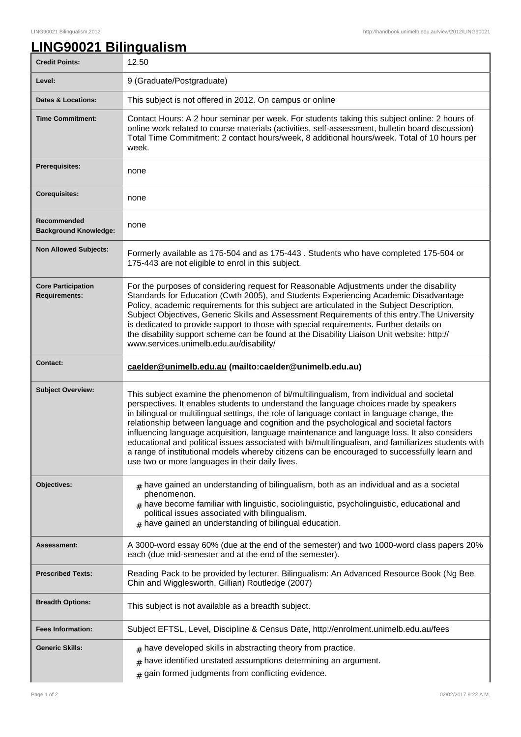# LING90021 Bilingualism

| | |
|---|---|
| **Credit Points:** | 12.50 |
| **Level:** | 9 (Graduate/Postgraduate) |
| **Dates & Locations:** | This subject is not offered in 2012. On campus or online |
| **Time Commitment:** | Contact Hours: A 2 hour seminar per week. For students taking this subject online: 2 hours of online work related to course materials (activities, self-assessment, bulletin board discussion) Total Time Commitment: 2 contact hours/week, 8 additional hours/week. Total of 10 hours per week. |
| **Prerequisites:** | none |
| **Corequisites:** | none |
| **Recommended Background Knowledge:** | none |
| **Non Allowed Subjects:** | Formerly available as 175-504 and as 175-443 . Students who have completed 175-504 or 175-443 are not eligible to enrol in this subject. |
| **Core Participation Requirements:** | For the purposes of considering request for Reasonable Adjustments under the disability Standards for Education (Cwth 2005), and Students Experiencing Academic Disadvantage Policy, academic requirements for this subject are articulated in the Subject Description, Subject Objectives, Generic Skills and Assessment Requirements of this entry.The University is dedicated to provide support to those with special requirements. Further details on the disability support scheme can be found at the Disability Liaison Unit website: http://www.services.unimelb.edu.au/disability/ |
| **Contact:** | **caelder@unimelb.edu.au (mailto:caelder@unimelb.edu.au)** |
| **Subject Overview:** | This subject examine the phenomenon of bi/multilingualism, from individual and societal perspectives. It enables students to understand the language choices made by speakers in bilingual or multilingual settings, the role of language contact in language change, the relationship between language and cognition and the psychological and societal factors influencing language acquisition, language maintenance and language loss. It also considers educational and political issues associated with bi/multilingualism, and familiarizes students with a range of institutional models whereby citizens can be encouraged to successfully learn and use two or more languages in their daily lives. |
| **Objectives:** | # have gained an understanding of bilingualism, both as an individual and as a societal phenomenon.<br># have become familiar with linguistic, sociolinguistic, psycholinguistic, educational and political issues associated with bilingualism.<br># have gained an understanding of bilingual education. |
| **Assessment:** | A 3000-word essay 60% (due at the end of the semester) and two 1000-word class papers 20% each (due mid-semester and at the end of the semester). |
| **Prescribed Texts:** | Reading Pack to be provided by lecturer. Bilingualism: An Advanced Resource Book (Ng Bee Chin and Wigglesworth, Gillian) Routledge (2007) |
| **Breadth Options:** | This subject is not available as a breadth subject. |
| **Fees Information:** | Subject EFTSL, Level, Discipline & Census Date, http://enrolment.unimelb.edu.au/fees |
| **Generic Skills:** | # have developed skills in abstracting theory from practice.<br># have identified unstated assumptions determining an argument.<br># gain formed judgments from conflicting evidence. |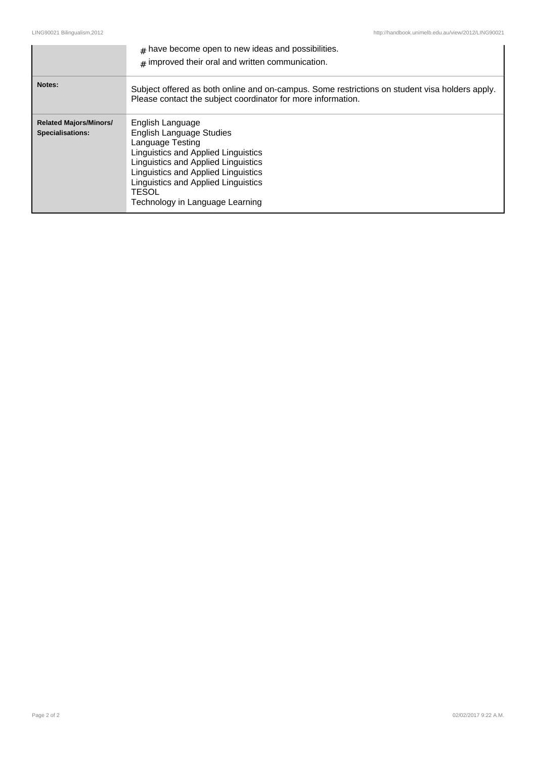| | |
|---|---|
| | # have become open to new ideas and possibilities.<br># improved their oral and written communication. |
| **Notes:** | Subject offered as both online and on-campus. Some restrictions on student visa holders apply. Please contact the subject coordinator for more information. |
| **Related Majors/Minors/ Specialisations:** | English Language<br>English Language Studies<br>Language Testing<br>Linguistics and Applied Linguistics<br>Linguistics and Applied Linguistics<br>Linguistics and Applied Linguistics<br>Linguistics and Applied Linguistics<br>TESOL<br>Technology in Language Learning |